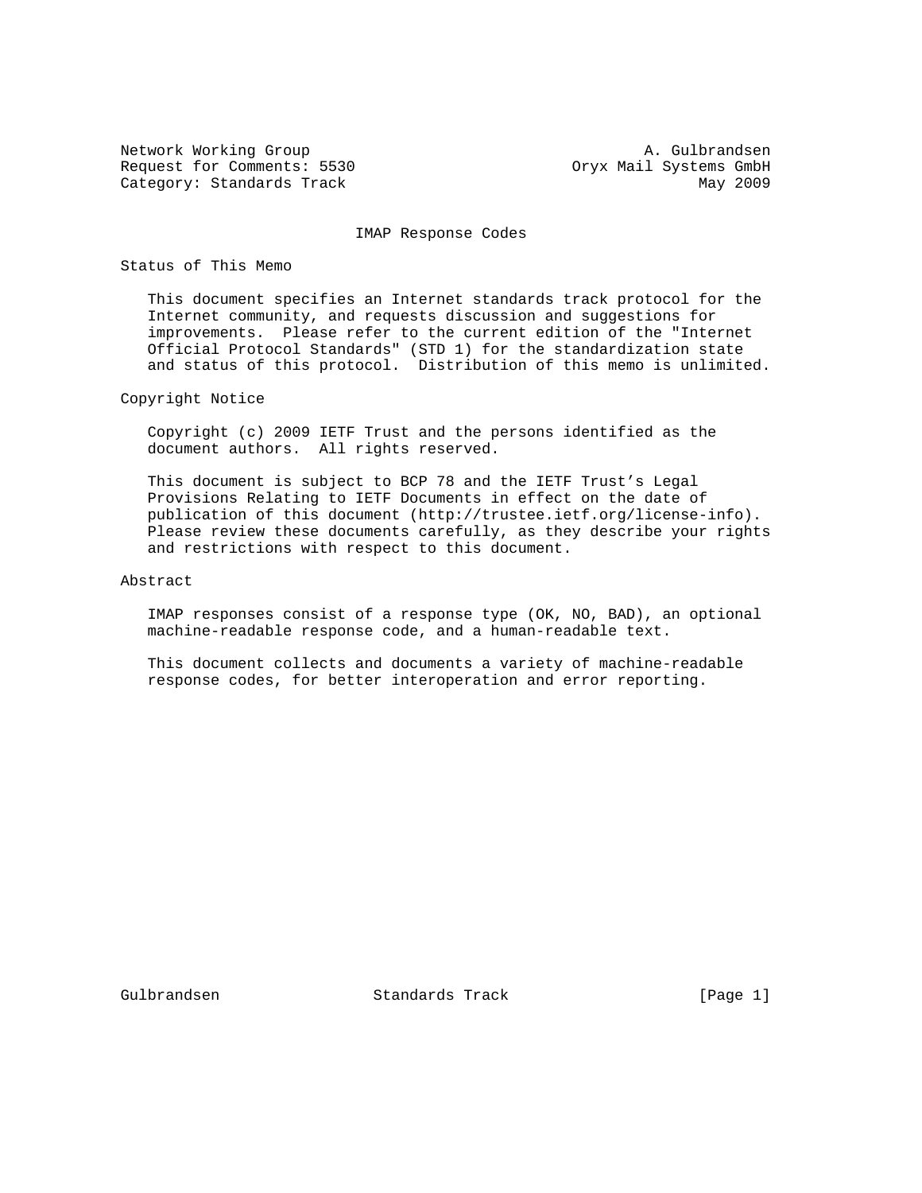Network Working Group A. Gulbrandsen
Request for Comments: 5530 Oryx Mail Systems GmbH
Category: Standards Track May 2009

# IMAP Response Codes

## Status of This Memo

This document specifies an Internet standards track protocol for the Internet community, and requests discussion and suggestions for improvements. Please refer to the current edition of the "Internet Official Protocol Standards" (STD 1) for the standardization state and status of this protocol. Distribution of this memo is unlimited.

## Copyright Notice

Copyright (c) 2009 IETF Trust and the persons identified as the document authors. All rights reserved.

This document is subject to BCP 78 and the IETF Trust's Legal Provisions Relating to IETF Documents in effect on the date of publication of this document (http://trustee.ietf.org/license-info). Please review these documents carefully, as they describe your rights and restrictions with respect to this document.

## Abstract

IMAP responses consist of a response type (OK, NO, BAD), an optional machine-readable response code, and a human-readable text.

This document collects and documents a variety of machine-readable response codes, for better interoperation and error reporting.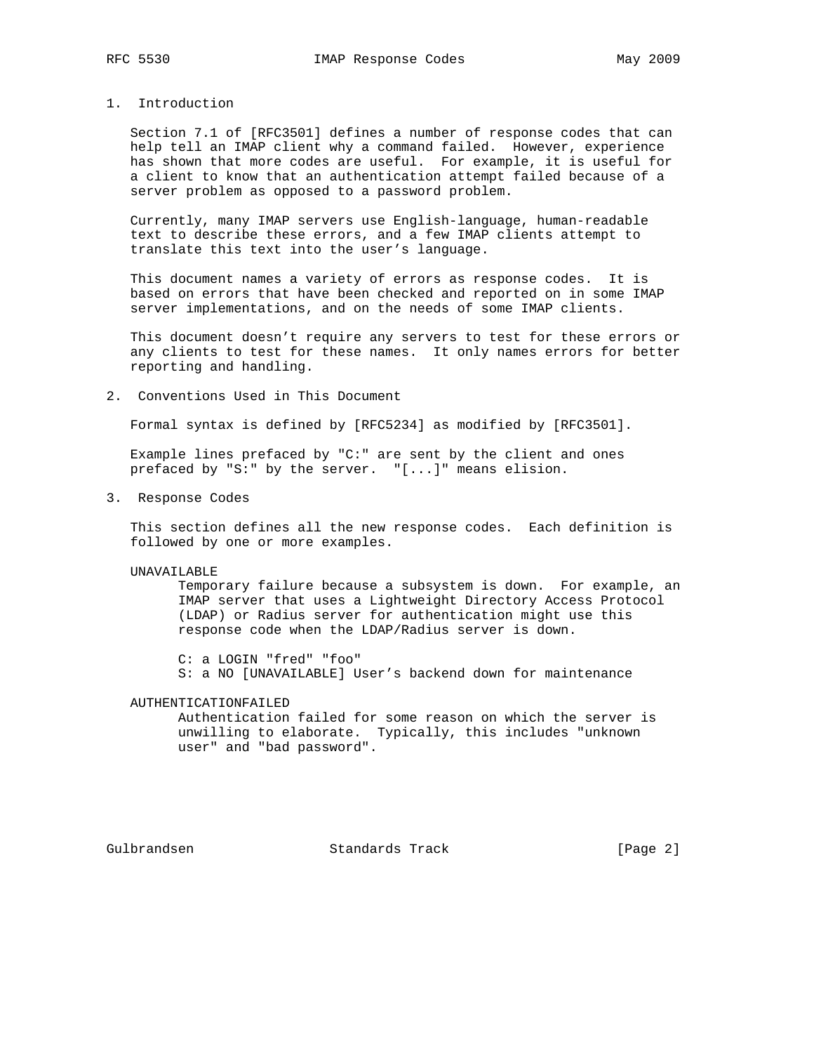## 1. Introduction

Section 7.1 of [RFC3501] defines a number of response codes that can help tell an IMAP client why a command failed. However, experience has shown that more codes are useful. For example, it is useful for a client to know that an authentication attempt failed because of a server problem as opposed to a password problem.

Currently, many IMAP servers use English-language, human-readable text to describe these errors, and a few IMAP clients attempt to translate this text into the user's language.

This document names a variety of errors as response codes. It is based on errors that have been checked and reported on in some IMAP server implementations, and on the needs of some IMAP clients.

This document doesn't require any servers to test for these errors or any clients to test for these names. It only names errors for better reporting and handling.

## 2. Conventions Used in This Document

Formal syntax is defined by [RFC5234] as modified by [RFC3501].

Example lines prefaced by "C:" are sent by the client and ones prefaced by "S:" by the server. "[...]" means elision.

## 3. Response Codes

This section defines all the new response codes. Each definition is followed by one or more examples.

UNAVAILABLE

Temporary failure because a subsystem is down. For example, an IMAP server that uses a Lightweight Directory Access Protocol (LDAP) or Radius server for authentication might use this response code when the LDAP/Radius server is down.

```
C: a LOGIN "fred" "foo"
S: a NO [UNAVAILABLE] User's backend down for maintenance
```

AUTHENTICATIONFAILED

Authentication failed for some reason on which the server is unwilling to elaborate. Typically, this includes "unknown user" and "bad password".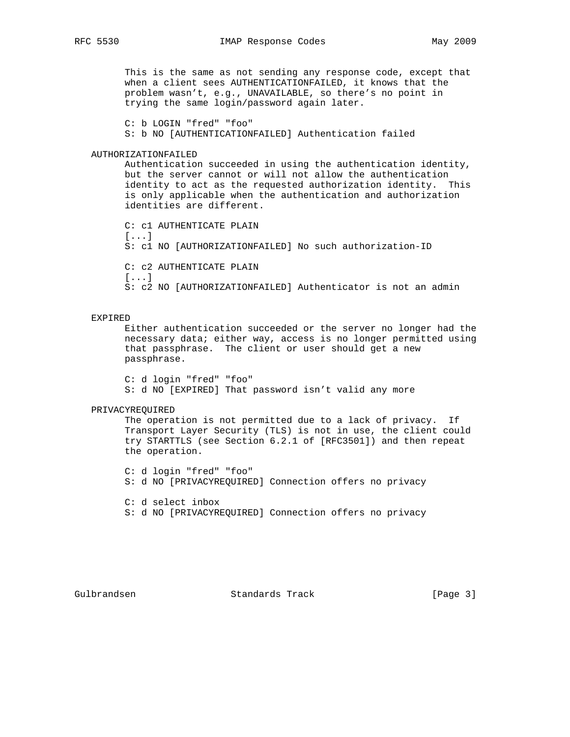This is the same as not sending any response code, except that when a client sees AUTHENTICATIONFAILED, it knows that the problem wasn't, e.g., UNAVAILABLE, so there's no point in trying the same login/password again later.

```
C: b LOGIN "fred" "foo"
S: b NO [AUTHENTICATIONFAILED] Authentication failed
```

AUTHORIZATIONFAILED

Authentication succeeded in using the authentication identity, but the server cannot or will not allow the authentication identity to act as the requested authorization identity. This is only applicable when the authentication and authorization identities are different.

```
C: c1 AUTHENTICATE PLAIN
[...]
S: c1 NO [AUTHORIZATIONFAILED] No such authorization-ID

C: c2 AUTHENTICATE PLAIN
[...]
S: c2 NO [AUTHORIZATIONFAILED] Authenticator is not an admin
```

EXPIRED

Either authentication succeeded or the server no longer had the necessary data; either way, access is no longer permitted using that passphrase. The client or user should get a new passphrase.

```
C: d login "fred" "foo"
S: d NO [EXPIRED] That password isn't valid any more
```

PRIVACYREQUIRED

The operation is not permitted due to a lack of privacy. If Transport Layer Security (TLS) is not in use, the client could try STARTTLS (see Section 6.2.1 of [RFC3501]) and then repeat the operation.

```
C: d login "fred" "foo"
S: d NO [PRIVACYREQUIRED] Connection offers no privacy

C: d select inbox
S: d NO [PRIVACYREQUIRED] Connection offers no privacy
```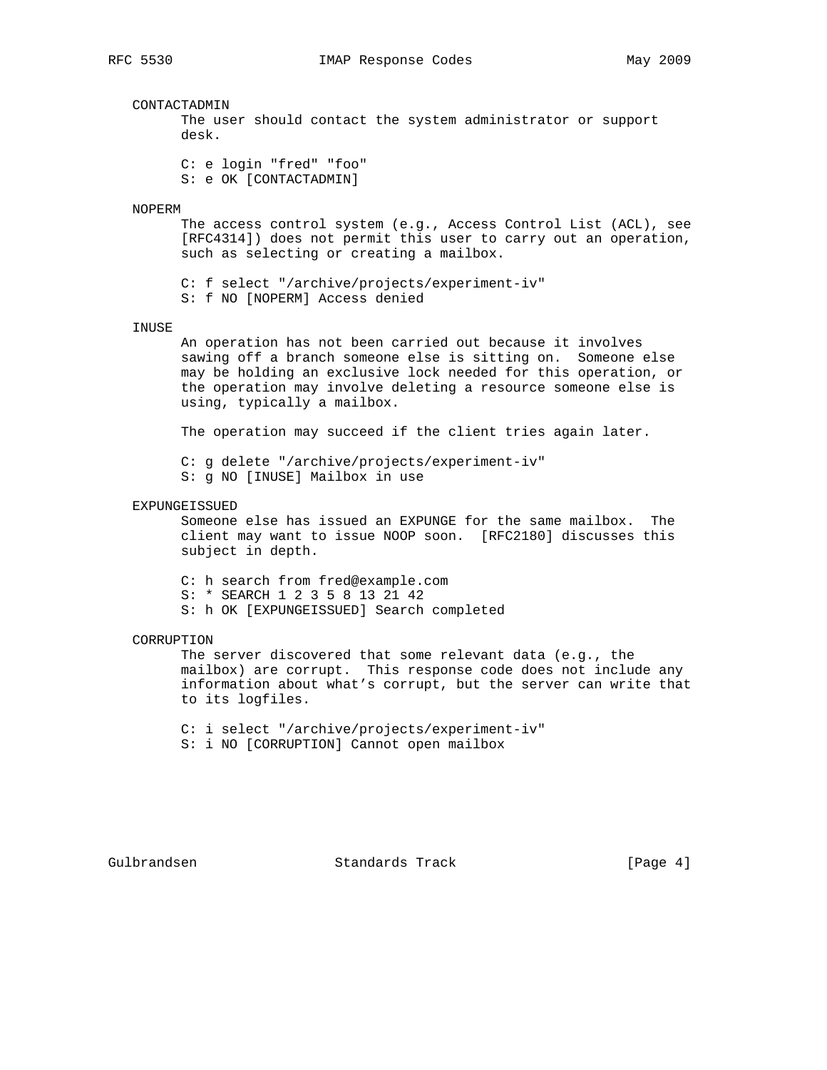CONTACTADMIN

The user should contact the system administrator or support desk.

```
C: e login "fred" "foo"
S: e OK [CONTACTADMIN]
```

NOPERM

The access control system (e.g., Access Control List (ACL), see [RFC4314]) does not permit this user to carry out an operation, such as selecting or creating a mailbox.

```
C: f select "/archive/projects/experiment-iv"
S: f NO [NOPERM] Access denied
```

INUSE

An operation has not been carried out because it involves sawing off a branch someone else is sitting on. Someone else may be holding an exclusive lock needed for this operation, or the operation may involve deleting a resource someone else is using, typically a mailbox.

The operation may succeed if the client tries again later.

```
C: g delete "/archive/projects/experiment-iv"
S: g NO [INUSE] Mailbox in use
```

EXPUNGEISSUED

Someone else has issued an EXPUNGE for the same mailbox. The client may want to issue NOOP soon. [RFC2180] discusses this subject in depth.

```
C: h search from fred@example.com
S: * SEARCH 1 2 3 5 8 13 21 42
S: h OK [EXPUNGEISSUED] Search completed
```

CORRUPTION

The server discovered that some relevant data (e.g., the mailbox) are corrupt. This response code does not include any information about what’s corrupt, but the server can write that to its logfiles.

```
C: i select "/archive/projects/experiment-iv"
S: i NO [CORRUPTION] Cannot open mailbox
```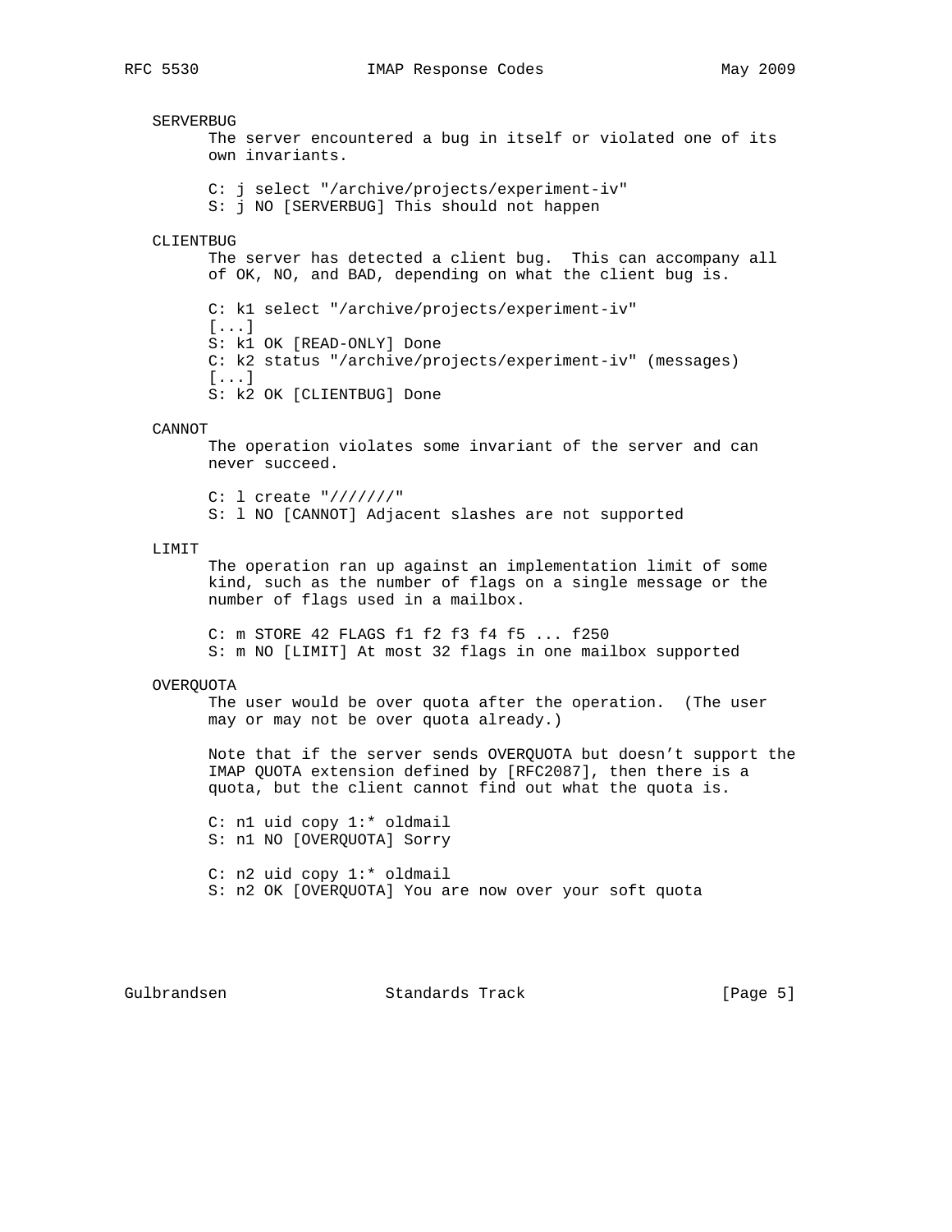SERVERBUG

The server encountered a bug in itself or violated one of its own invariants.

```
C: j select "/archive/projects/experiment-iv"
S: j NO [SERVERBUG] This should not happen
```

CLIENTBUG

The server has detected a client bug. This can accompany all of OK, NO, and BAD, depending on what the client bug is.

```
C: k1 select "/archive/projects/experiment-iv"
[...]
S: k1 OK [READ-ONLY] Done
C: k2 status "/archive/projects/experiment-iv" (messages)
[...]
S: k2 OK [CLIENTBUG] Done
```

CANNOT

The operation violates some invariant of the server and can never succeed.

```
C: l create "///////"
S: l NO [CANNOT] Adjacent slashes are not supported
```

LIMIT

The operation ran up against an implementation limit of some kind, such as the number of flags on a single message or the number of flags used in a mailbox.

```
C: m STORE 42 FLAGS f1 f2 f3 f4 f5 ... f250
S: m NO [LIMIT] At most 32 flags in one mailbox supported
```

OVERQUOTA

The user would be over quota after the operation. (The user may or may not be over quota already.)

Note that if the server sends OVERQUOTA but doesn't support the IMAP QUOTA extension defined by [RFC2087], then there is a quota, but the client cannot find out what the quota is.

```
C: n1 uid copy 1:* oldmail
S: n1 NO [OVERQUOTA] Sorry

C: n2 uid copy 1:* oldmail
S: n2 OK [OVERQUOTA] You are now over your soft quota
```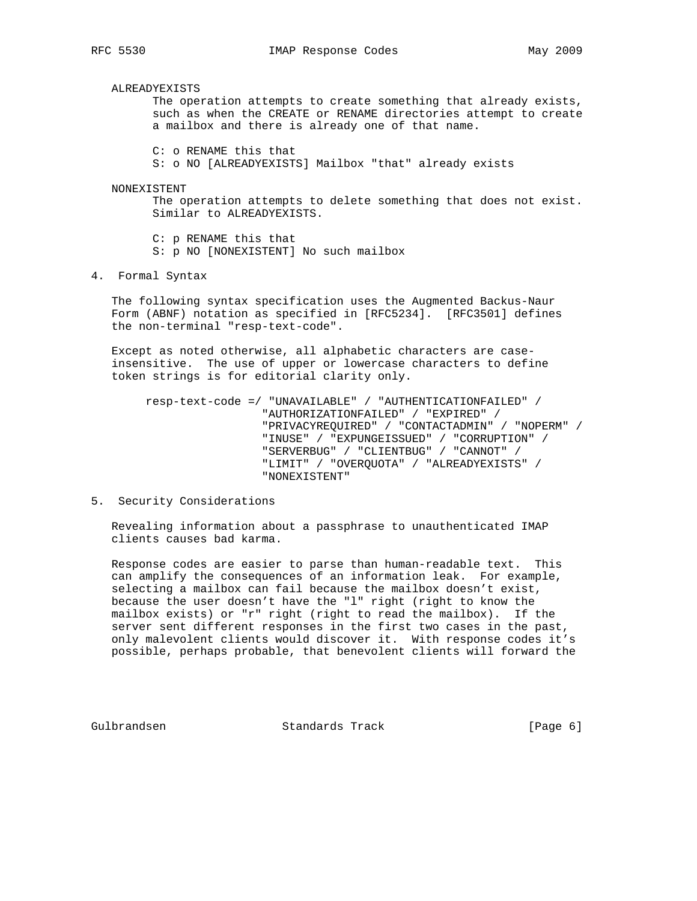ALREADYEXISTS

The operation attempts to create something that already exists, such as when the CREATE or RENAME directories attempt to create a mailbox and there is already one of that name.

```
C: o RENAME this that
S: o NO [ALREADYEXISTS] Mailbox "that" already exists
```

NONEXISTENT

The operation attempts to delete something that does not exist. Similar to ALREADYEXISTS.

```
C: p RENAME this that
S: p NO [NONEXISTENT] No such mailbox
```

## 4. Formal Syntax

The following syntax specification uses the Augmented Backus-Naur Form (ABNF) notation as specified in [RFC5234]. [RFC3501] defines the non-terminal "resp-text-code".

Except as noted otherwise, all alphabetic characters are case-insensitive. The use of upper or lowercase characters to define token strings is for editorial clarity only.

```
resp-text-code =/ "UNAVAILABLE" / "AUTHENTICATIONFAILED" /
                  "AUTHORIZATIONFAILED" / "EXPIRED" /
                  "PRIVACYREQUIRED" / "CONTACTADMIN" / "NOPERM" /
                  "INUSE" / "EXPUNGEISSUED" / "CORRUPTION" /
                  "SERVERBUG" / "CLIENTBUG" / "CANNOT" /
                  "LIMIT" / "OVERQUOTA" / "ALREADYEXISTS" /
                  "NONEXISTENT"
```

## 5. Security Considerations

Revealing information about a passphrase to unauthenticated IMAP clients causes bad karma.

Response codes are easier to parse than human-readable text. This can amplify the consequences of an information leak. For example, selecting a mailbox can fail because the mailbox doesn't exist, because the user doesn't have the "l" right (right to know the mailbox exists) or "r" right (right to read the mailbox). If the server sent different responses in the first two cases in the past, only malevolent clients would discover it. With response codes it's possible, perhaps probable, that benevolent clients will forward the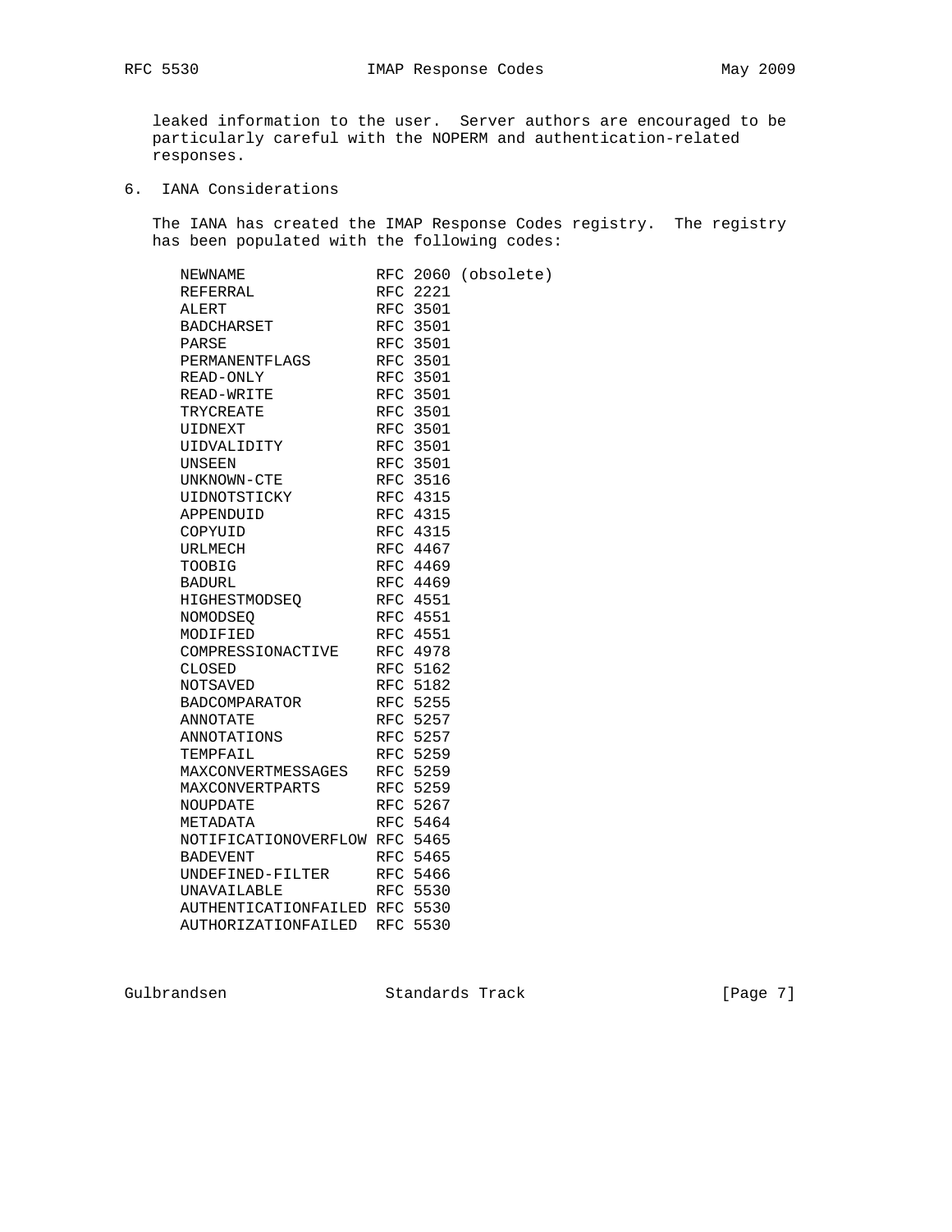leaked information to the user. Server authors are encouraged to be particularly careful with the NOPERM and authentication-related responses.

## 6. IANA Considerations

The IANA has created the IMAP Response Codes registry. The registry has been populated with the following codes:

```
NEWNAME              RFC 2060 (obsolete)
REFERRAL             RFC 2221
ALERT                RFC 3501
BADCHARSET           RFC 3501
PARSE                RFC 3501
PERMANENTFLAGS       RFC 3501
READ-ONLY            RFC 3501
READ-WRITE           RFC 3501
TRYCREATE            RFC 3501
UIDNEXT              RFC 3501
UIDVALIDITY          RFC 3501
UNSEEN               RFC 3501
UNKNOWN-CTE          RFC 3516
UIDNOTSTICKY         RFC 4315
APPENDUID            RFC 4315
COPYUID              RFC 4315
URLMECH              RFC 4467
TOOBIG               RFC 4469
BADURL               RFC 4469
HIGHESTMODSEQ        RFC 4551
NOMODSEQ             RFC 4551
MODIFIED             RFC 4551
COMPRESSIONACTIVE    RFC 4978
CLOSED               RFC 5162
NOTSAVED             RFC 5182
BADCOMPARATOR        RFC 5255
ANNOTATE             RFC 5257
ANNOTATIONS          RFC 5257
TEMPFAIL             RFC 5259
MAXCONVERTMESSAGES   RFC 5259
MAXCONVERTPARTS      RFC 5259
NOUPDATE             RFC 5267
METADATA             RFC 5464
NOTIFICATIONOVERFLOW RFC 5465
BADEVENT             RFC 5465
UNDEFINED-FILTER     RFC 5466
UNAVAILABLE          RFC 5530
AUTHENTICATIONFAILED RFC 5530
AUTHORIZATIONFAILED  RFC 5530
```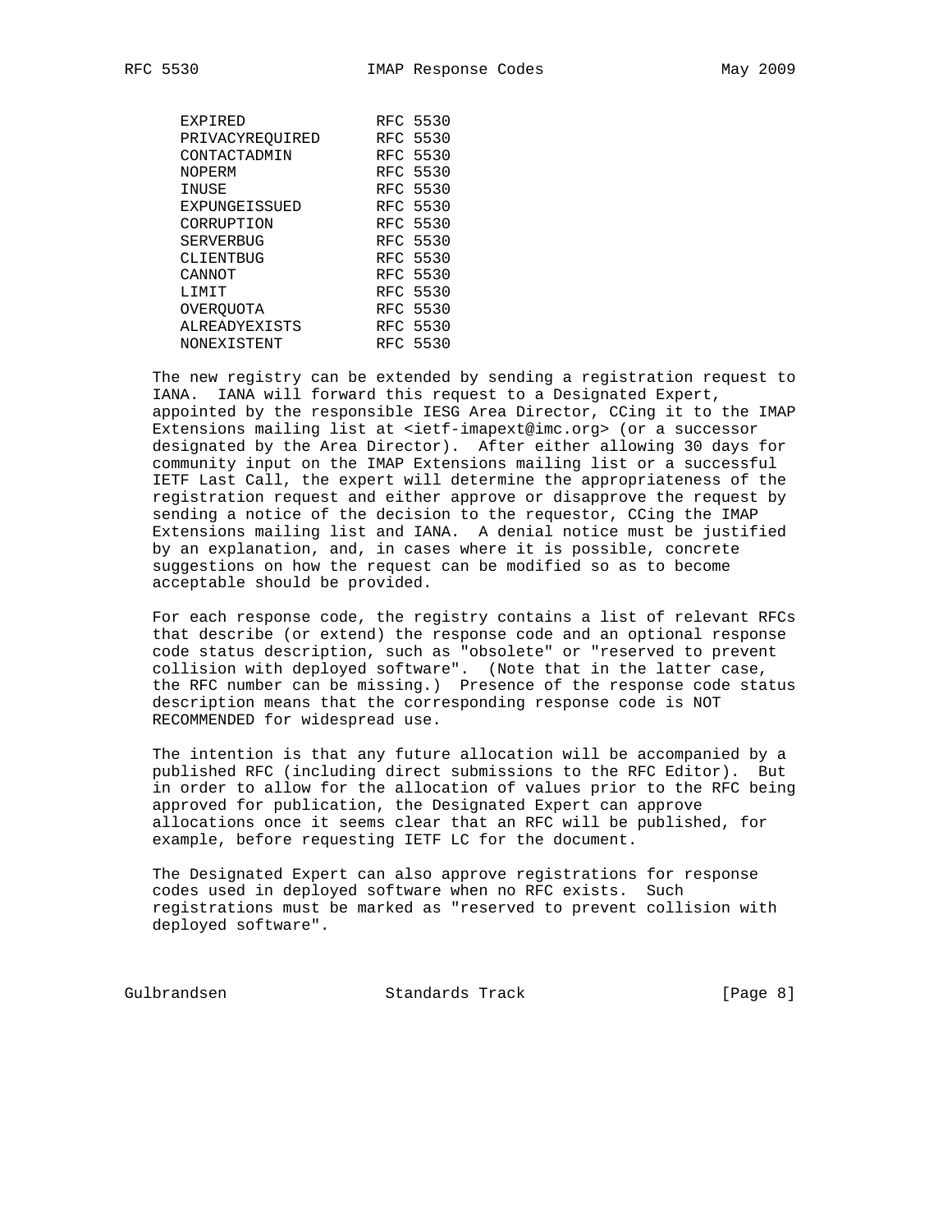```
EXPIRED            RFC 5530
PRIVACYREQUIRED    RFC 5530
CONTACTADMIN       RFC 5530
NOPERM             RFC 5530
INUSE              RFC 5530
EXPUNGEISSUED      RFC 5530
CORRUPTION         RFC 5530
SERVERBUG          RFC 5530
CLIENTBUG          RFC 5530
CANNOT             RFC 5530
LIMIT              RFC 5530
OVERQUOTA          RFC 5530
ALREADYEXISTS      RFC 5530
NONEXISTENT        RFC 5530
```

The new registry can be extended by sending a registration request to IANA. IANA will forward this request to a Designated Expert, appointed by the responsible IESG Area Director, CCing it to the IMAP Extensions mailing list at <ietf-imapext@imc.org> (or a successor designated by the Area Director). After either allowing 30 days for community input on the IMAP Extensions mailing list or a successful IETF Last Call, the expert will determine the appropriateness of the registration request and either approve or disapprove the request by sending a notice of the decision to the requestor, CCing the IMAP Extensions mailing list and IANA. A denial notice must be justified by an explanation, and, in cases where it is possible, concrete suggestions on how the request can be modified so as to become acceptable should be provided.

For each response code, the registry contains a list of relevant RFCs that describe (or extend) the response code and an optional response code status description, such as "obsolete" or "reserved to prevent collision with deployed software". (Note that in the latter case, the RFC number can be missing.) Presence of the response code status description means that the corresponding response code is NOT RECOMMENDED for widespread use.

The intention is that any future allocation will be accompanied by a published RFC (including direct submissions to the RFC Editor). But in order to allow for the allocation of values prior to the RFC being approved for publication, the Designated Expert can approve allocations once it seems clear that an RFC will be published, for example, before requesting IETF LC for the document.

The Designated Expert can also approve registrations for response codes used in deployed software when no RFC exists. Such registrations must be marked as "reserved to prevent collision with deployed software".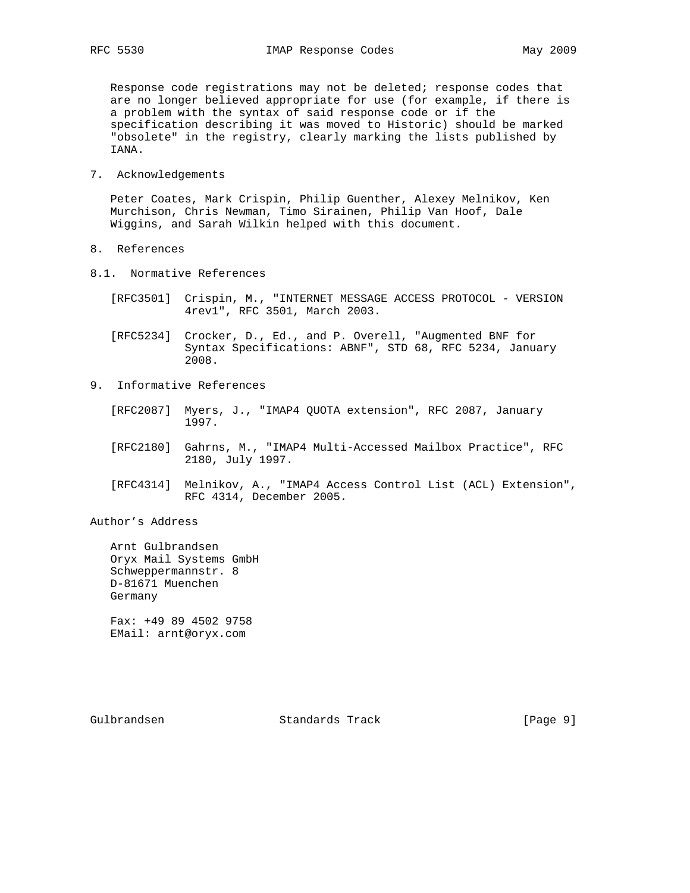Response code registrations may not be deleted; response codes that are no longer believed appropriate for use (for example, if there is a problem with the syntax of said response code or if the specification describing it was moved to Historic) should be marked "obsolete" in the registry, clearly marking the lists published by IANA.

## 7. Acknowledgements

Peter Coates, Mark Crispin, Philip Guenther, Alexey Melnikov, Ken Murchison, Chris Newman, Timo Sirainen, Philip Van Hoof, Dale Wiggins, and Sarah Wilkin helped with this document.

## 8. References

### 8.1. Normative References

[RFC3501] Crispin, M., "INTERNET MESSAGE ACCESS PROTOCOL - VERSION 4rev1", RFC 3501, March 2003.

[RFC5234] Crocker, D., Ed., and P. Overell, "Augmented BNF for Syntax Specifications: ABNF", STD 68, RFC 5234, January 2008.

## 9. Informative References

[RFC2087] Myers, J., "IMAP4 QUOTA extension", RFC 2087, January 1997.

[RFC2180] Gahrns, M., "IMAP4 Multi-Accessed Mailbox Practice", RFC 2180, July 1997.

[RFC4314] Melnikov, A., "IMAP4 Access Control List (ACL) Extension", RFC 4314, December 2005.

## Author's Address

Arnt Gulbrandsen
Oryx Mail Systems GmbH
Schweppermannstr. 8
D-81671 Muenchen
Germany

Fax: +49 89 4502 9758
EMail: arnt@oryx.com